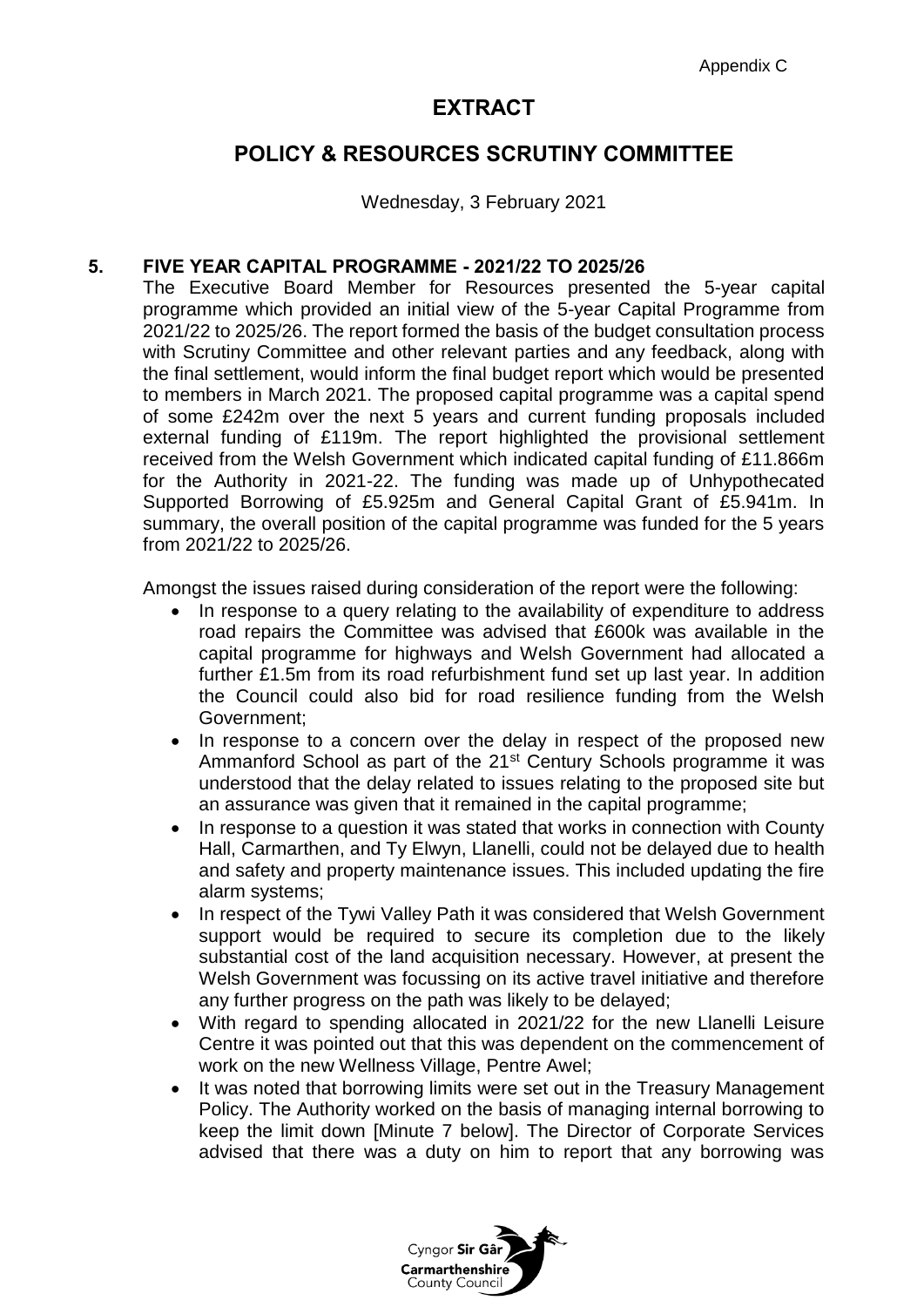Appendix C

# EXTRACT

## POLICY & RESOURCES SCRUTINY COMMITTEE

Wednesday, 3 February 2021

### 5. FIVE YEAR CAPITAL PROGRAMME - 2021/22 TO 2025/26

The Executive Board Member for Resources presented the 5-year capital programme which provided an initial view of the 5-year Capital Programme from 2021/22 to 2025/26. The report formed the basis of the budget consultation process with Scrutiny Committee and other relevant parties and any feedback, along with the final settlement, would inform the final budget report which would be presented to members in March 2021. The proposed capital programme was a capital spend of some £242m over the next 5 years and current funding proposals included external funding of £119m. The report highlighted the provisional settlement received from the Welsh Government which indicated capital funding of £11.866m for the Authority in 2021-22. The funding was made up of Unhypothecated Supported Borrowing of £5.925m and General Capital Grant of £5.941m. In summary, the overall position of the capital programme was funded for the 5 years from 2021/22 to 2025/26.

Amongst the issues raised during consideration of the report were the following:

- In response to a query relating to the availability of expenditure to address road repairs the Committee was advised that £600k was available in the capital programme for highways and Welsh Government had allocated a further £1.5m from its road refurbishment fund set up last year. In addition the Council could also bid for road resilience funding from the Welsh Government;
- In response to a concern over the delay in respect of the proposed new Ammanford School as part of the 21st Century Schools programme it was understood that the delay related to issues relating to the proposed site but an assurance was given that it remained in the capital programme;
- In response to a question it was stated that works in connection with County Hall, Carmarthen, and Ty Elwyn, Llanelli, could not be delayed due to health and safety and property maintenance issues. This included updating the fire alarm systems;
- In respect of the Tywi Valley Path it was considered that Welsh Government support would be required to secure its completion due to the likely substantial cost of the land acquisition necessary. However, at present the Welsh Government was focussing on its active travel initiative and therefore any further progress on the path was likely to be delayed;
- With regard to spending allocated in 2021/22 for the new Llanelli Leisure Centre it was pointed out that this was dependent on the commencement of work on the new Wellness Village, Pentre Awel;
- It was noted that borrowing limits were set out in the Treasury Management Policy. The Authority worked on the basis of managing internal borrowing to keep the limit down [Minute 7 below]. The Director of Corporate Services advised that there was a duty on him to report that any borrowing was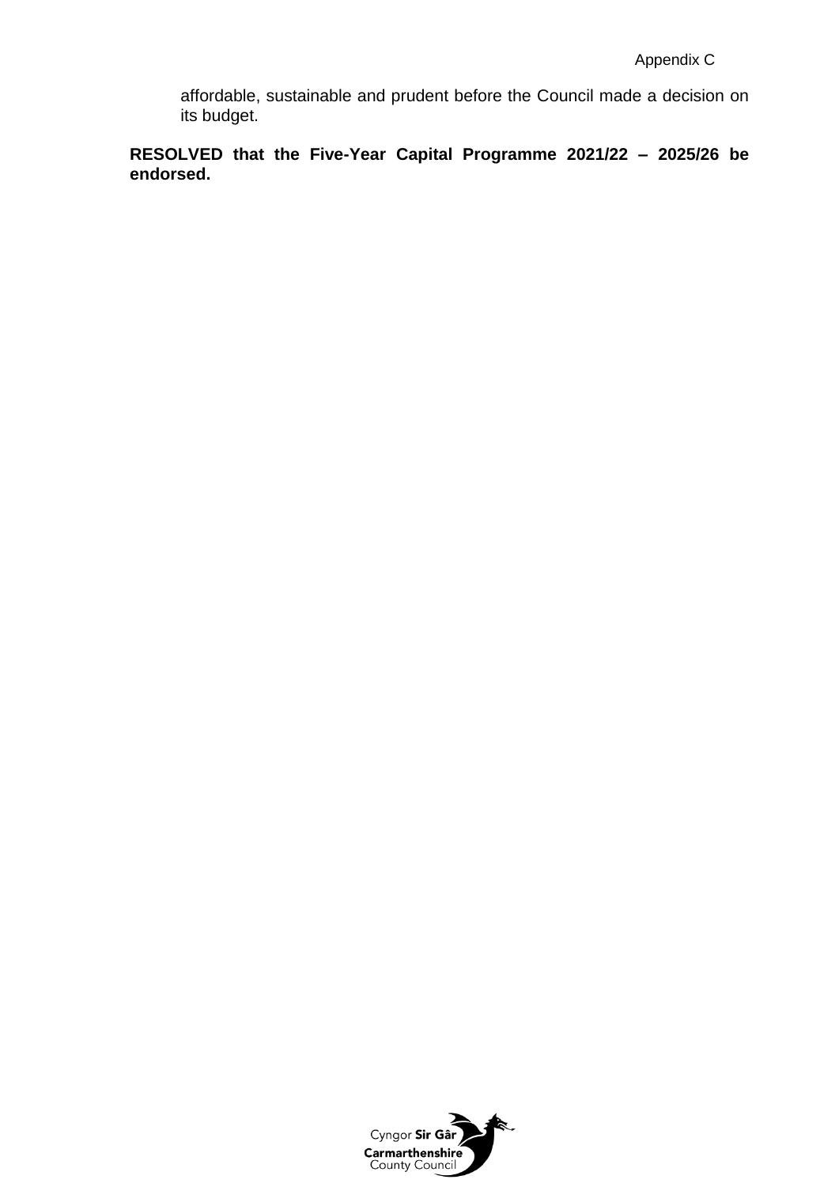affordable, sustainable and prudent before the Council made a decision on its budget.

**RESOLVED that the Five-Year Capital Programme 2021/22 – 2025/26 be endorsed.**